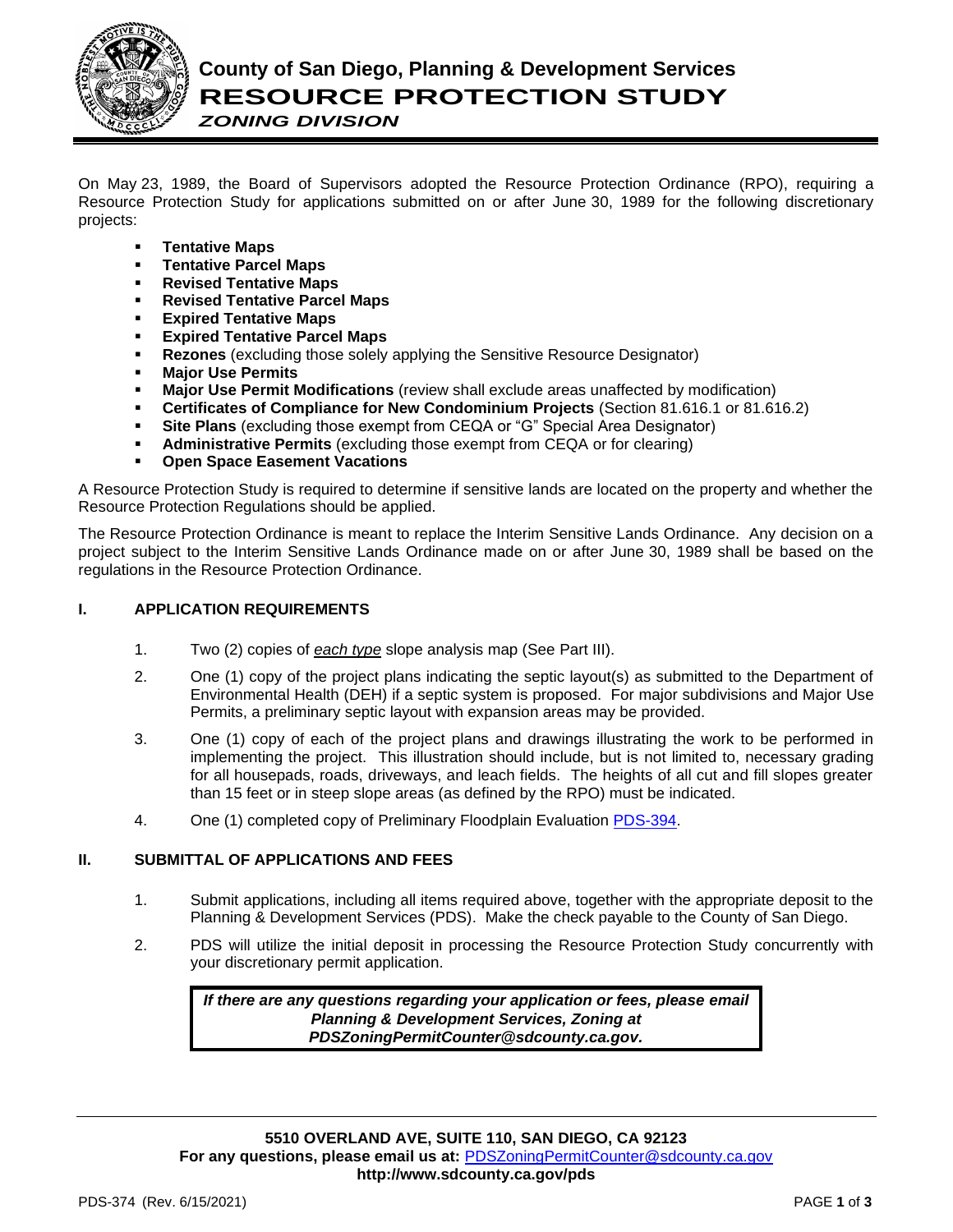# County of San Diego, Planning & Development Services
# RESOURCE PROTECTION STUDY
### *ZONING DIVISION*

On May 23, 1989, the Board of Supervisors adopted the Resource Protection Ordinance (RPO), requiring a Resource Protection Study for applications submitted on or after June 30, 1989 for the following discretionary projects:

- **Tentative Maps**
- **Tentative Parcel Maps**
- **Revised Tentative Maps**
- **Revised Tentative Parcel Maps**
- **Expired Tentative Maps**
- **Expired Tentative Parcel Maps**
- **Rezones** (excluding those solely applying the Sensitive Resource Designator)
- **Major Use Permits**
- **Major Use Permit Modifications** (review shall exclude areas unaffected by modification)
- **Certificates of Compliance for New Condominium Projects** (Section 81.616.1 or 81.616.2)
- **Site Plans** (excluding those exempt from CEQA or "G" Special Area Designator)
- **Administrative Permits** (excluding those exempt from CEQA or for clearing)
- **Open Space Easement Vacations**

A Resource Protection Study is required to determine if sensitive lands are located on the property and whether the Resource Protection Regulations should be applied.

The Resource Protection Ordinance is meant to replace the Interim Sensitive Lands Ordinance. Any decision on a project subject to the Interim Sensitive Lands Ordinance made on or after June 30, 1989 shall be based on the regulations in the Resource Protection Ordinance.

## I. APPLICATION REQUIREMENTS

1. Two (2) copies of *each type* slope analysis map (See Part III).
2. One (1) copy of the project plans indicating the septic layout(s) as submitted to the Department of Environmental Health (DEH) if a septic system is proposed. For major subdivisions and Major Use Permits, a preliminary septic layout with expansion areas may be provided.
3. One (1) copy of each of the project plans and drawings illustrating the work to be performed in implementing the project. This illustration should include, but is not limited to, necessary grading for all housepads, roads, driveways, and leach fields. The heights of all cut and fill slopes greater than 15 feet or in steep slope areas (as defined by the RPO) must be indicated.
4. One (1) completed copy of Preliminary Floodplain Evaluation PDS-394.

## II. SUBMITTAL OF APPLICATIONS AND FEES

1. Submit applications, including all items required above, together with the appropriate deposit to the Planning & Development Services (PDS). Make the check payable to the County of San Diego.
2. PDS will utilize the initial deposit in processing the Resource Protection Study concurrently with your discretionary permit application.

***If there are any questions regarding your application or fees, please email Planning & Development Services, Zoning at PDSZoningPermitCounter@sdcounty.ca.gov.***

**5510 OVERLAND AVE, SUITE 110, SAN DIEGO, CA 92123**
**For any questions, please email us at:** PDSZoningPermitCounter@sdcounty.ca.gov
**http://www.sdcounty.ca.gov/pds**

PDS-374 (Rev. 6/15/2021)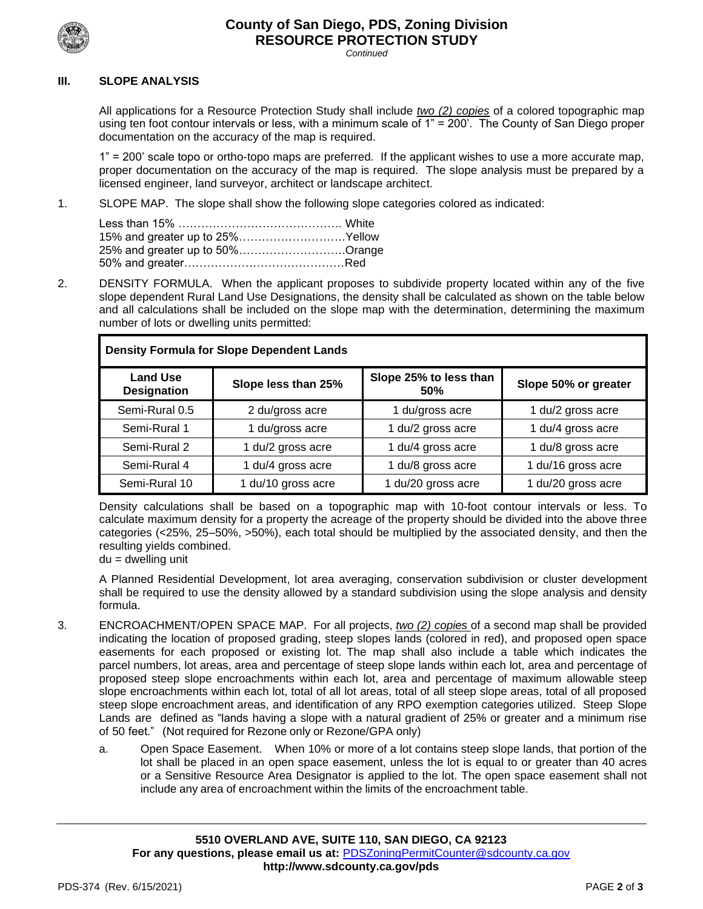### III. SLOPE ANALYSIS

All applications for a Resource Protection Study shall include *two (2) copies* of a colored topographic map using ten foot contour intervals or less, with a minimum scale of 1" = 200'. The County of San Diego proper documentation on the accuracy of the map is required.

1" = 200' scale topo or ortho-topo maps are preferred. If the applicant wishes to use a more accurate map, proper documentation on the accuracy of the map is required. The slope analysis must be prepared by a licensed engineer, land surveyor, architect or landscape architect.

1. SLOPE MAP. The slope shall show the following slope categories colored as indicated:

   Less than 15% …………………………………… White
   15% and greater up to 25%……………………….Yellow
   25% and greater up to 50%……………………….Orange
   50% and greater……………………………………Red

2. DENSITY FORMULA. When the applicant proposes to subdivide property located within any of the five slope dependent Rural Land Use Designations, the density shall be calculated as shown on the table below and all calculations shall be included on the slope map with the determination, determining the maximum number of lots or dwelling units permitted:

**Density Formula for Slope Dependent Lands**

| Land Use Designation | Slope less than 25% | Slope 25% to less than 50% | Slope 50% or greater |
|---|---|---|---|
| Semi-Rural 0.5 | 2 du/gross acre | 1 du/gross acre | 1 du/2 gross acre |
| Semi-Rural 1 | 1 du/gross acre | 1 du/2 gross acre | 1 du/4 gross acre |
| Semi-Rural 2 | 1 du/2 gross acre | 1 du/4 gross acre | 1 du/8 gross acre |
| Semi-Rural 4 | 1 du/4 gross acre | 1 du/8 gross acre | 1 du/16 gross acre |
| Semi-Rural 10 | 1 du/10 gross acre | 1 du/20 gross acre | 1 du/20 gross acre |

Density calculations shall be based on a topographic map with 10-foot contour intervals or less. To calculate maximum density for a property the acreage of the property should be divided into the above three categories (<25%, 25–50%, >50%), each total should be multiplied by the associated density, and then the resulting yields combined.
du = dwelling unit

A Planned Residential Development, lot area averaging, conservation subdivision or cluster development shall be required to use the density allowed by a standard subdivision using the slope analysis and density formula.

3. ENCROACHMENT/OPEN SPACE MAP. For all projects, *two (2) copies* of a second map shall be provided indicating the location of proposed grading, steep slopes lands (colored in red), and proposed open space easements for each proposed or existing lot. The map shall also include a table which indicates the parcel numbers, lot areas, area and percentage of steep slope lands within each lot, area and percentage of proposed steep slope encroachments within each lot, area and percentage of maximum allowable steep slope encroachments within each lot, total of all lot areas, total of all steep slope areas, total of all proposed steep slope encroachment areas, and identification of any RPO exemption categories utilized. Steep Slope Lands are defined as "lands having a slope with a natural gradient of 25% or greater and a minimum rise of 50 feet." (Not required for Rezone only or Rezone/GPA only)

   a. Open Space Easement. When 10% or more of a lot contains steep slope lands, that portion of the lot shall be placed in an open space easement, unless the lot is equal to or greater than 40 acres or a Sensitive Resource Area Designator is applied to the lot. The open space easement shall not include any area of encroachment within the limits of the encroachment table.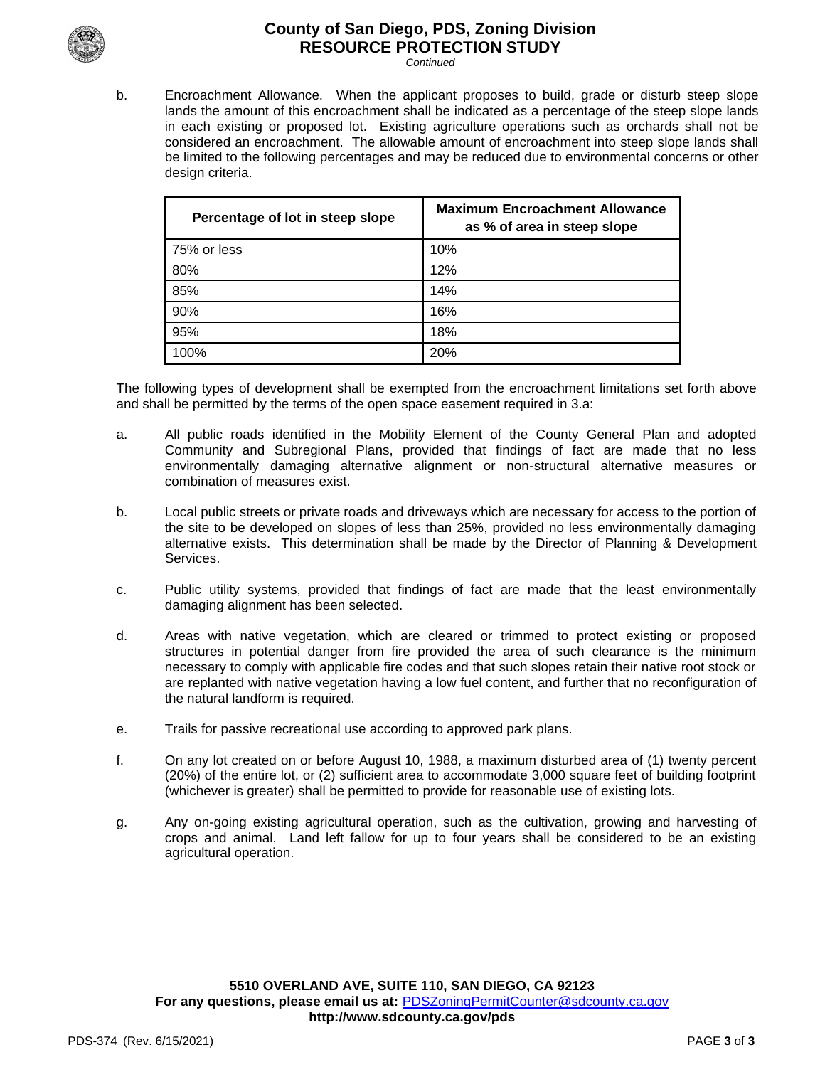b. Encroachment Allowance. When the applicant proposes to build, grade or disturb steep slope lands the amount of this encroachment shall be indicated as a percentage of the steep slope lands in each existing or proposed lot. Existing agriculture operations such as orchards shall not be considered an encroachment. The allowable amount of encroachment into steep slope lands shall be limited to the following percentages and may be reduced due to environmental concerns or other design criteria.

| Percentage of lot in steep slope | Maximum Encroachment Allowance as % of area in steep slope |
|---|---|
| 75% or less | 10% |
| 80% | 12% |
| 85% | 14% |
| 90% | 16% |
| 95% | 18% |
| 100% | 20% |

The following types of development shall be exempted from the encroachment limitations set forth above and shall be permitted by the terms of the open space easement required in 3.a:

a. All public roads identified in the Mobility Element of the County General Plan and adopted Community and Subregional Plans, provided that findings of fact are made that no less environmentally damaging alternative alignment or non-structural alternative measures or combination of measures exist.

b. Local public streets or private roads and driveways which are necessary for access to the portion of the site to be developed on slopes of less than 25%, provided no less environmentally damaging alternative exists. This determination shall be made by the Director of Planning & Development Services.

c. Public utility systems, provided that findings of fact are made that the least environmentally damaging alignment has been selected.

d. Areas with native vegetation, which are cleared or trimmed to protect existing or proposed structures in potential danger from fire provided the area of such clearance is the minimum necessary to comply with applicable fire codes and that such slopes retain their native root stock or are replanted with native vegetation having a low fuel content, and further that no reconfiguration of the natural landform is required.

e. Trails for passive recreational use according to approved park plans.

f. On any lot created on or before August 10, 1988, a maximum disturbed area of (1) twenty percent (20%) of the entire lot, or (2) sufficient area to accommodate 3,000 square feet of building footprint (whichever is greater) shall be permitted to provide for reasonable use of existing lots.

g. Any on-going existing agricultural operation, such as the cultivation, growing and harvesting of crops and animal. Land left fallow for up to four years shall be considered to be an existing agricultural operation.